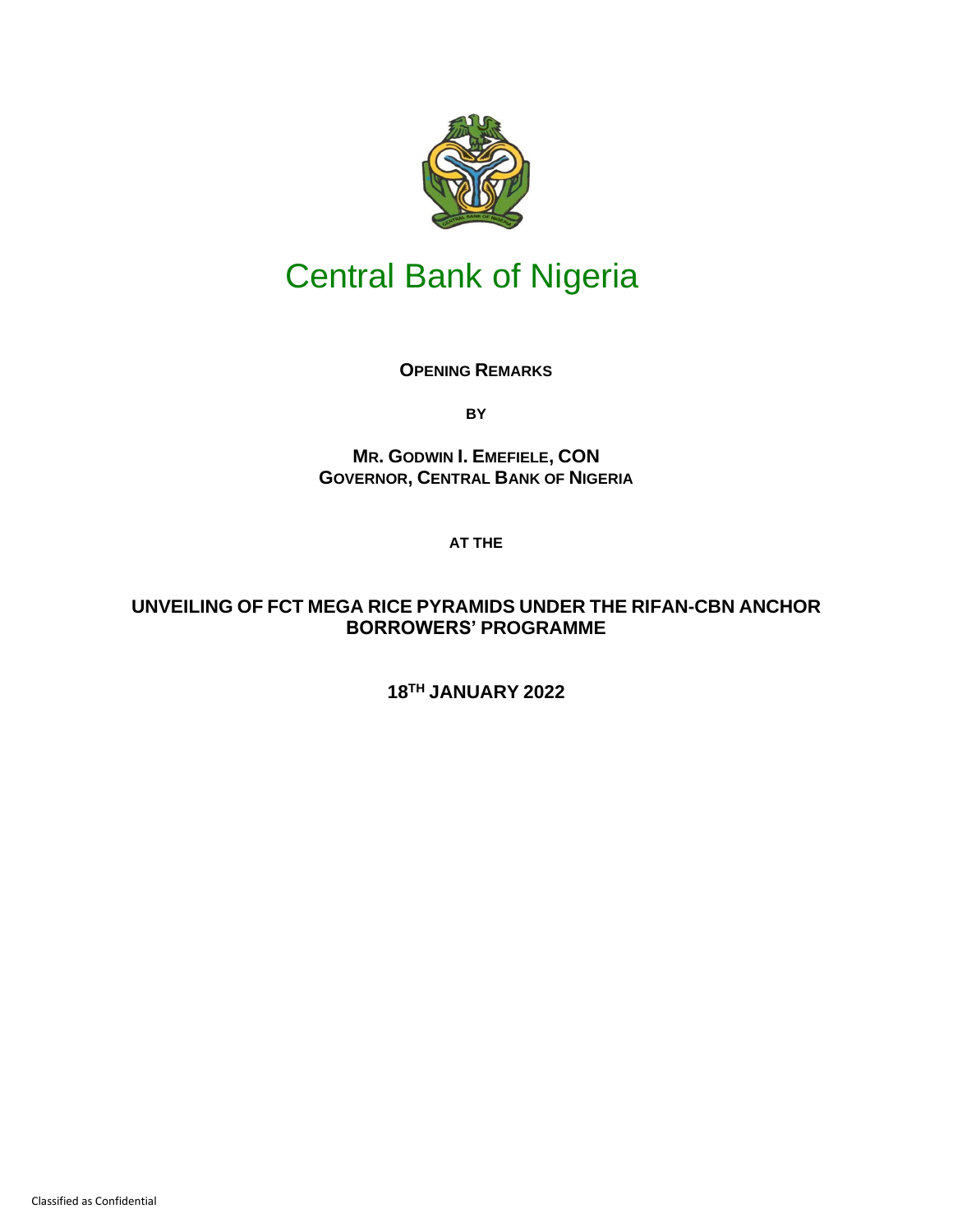# Central Bank of Nigeria

**OPENING REMARKS**

**BY**

**MR. GODWIN I. EMEFIELE, CON**
**GOVERNOR, CENTRAL BANK OF NIGERIA**

**AT THE**

**UNVEILING OF FCT MEGA RICE PYRAMIDS UNDER THE RIFAN-CBN ANCHOR BORROWERS' PROGRAMME**

**18TH JANUARY 2022**

Classified as Confidential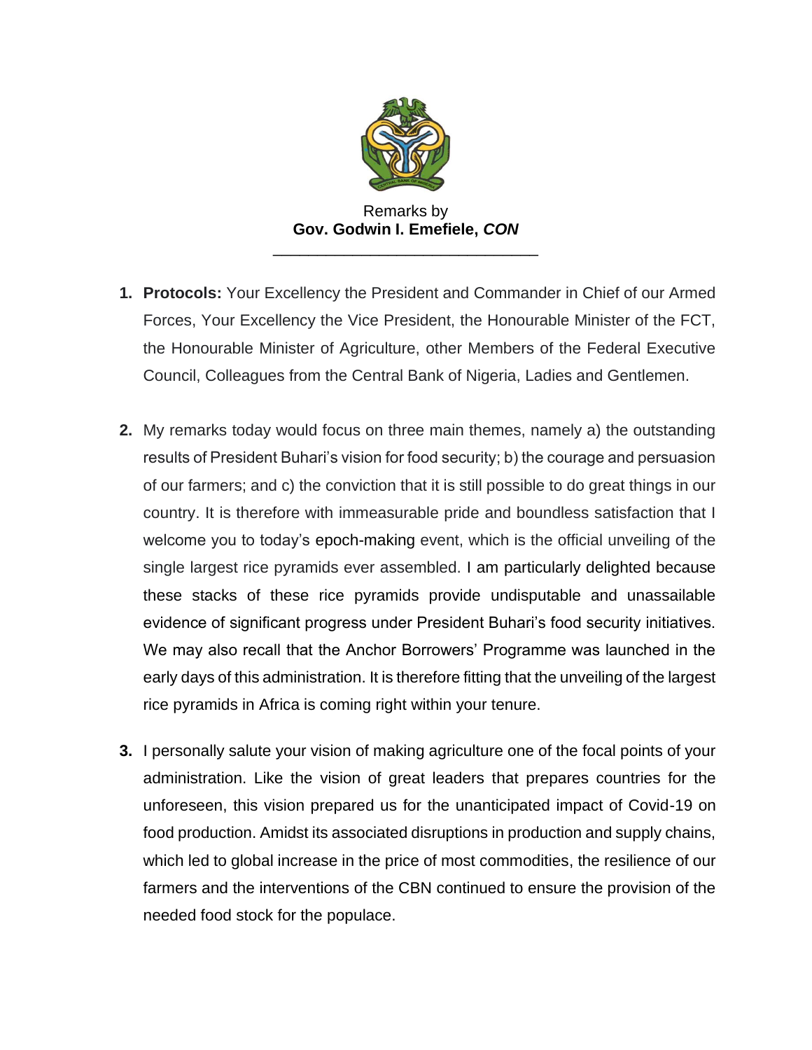Remarks by
**Gov. Godwin I. Emefiele, *CON***

---

1. **Protocols:** Your Excellency the President and Commander in Chief of our Armed Forces, Your Excellency the Vice President, the Honourable Minister of the FCT, the Honourable Minister of Agriculture, other Members of the Federal Executive Council, Colleagues from the Central Bank of Nigeria, Ladies and Gentlemen.

2. My remarks today would focus on three main themes, namely a) the outstanding results of President Buhari's vision for food security; b) the courage and persuasion of our farmers; and c) the conviction that it is still possible to do great things in our country. It is therefore with immeasurable pride and boundless satisfaction that I welcome you to today's epoch-making event, which is the official unveiling of the single largest rice pyramids ever assembled. I am particularly delighted because these stacks of these rice pyramids provide undisputable and unassailable evidence of significant progress under President Buhari's food security initiatives. We may also recall that the Anchor Borrowers' Programme was launched in the early days of this administration. It is therefore fitting that the unveiling of the largest rice pyramids in Africa is coming right within your tenure.

3. I personally salute your vision of making agriculture one of the focal points of your administration. Like the vision of great leaders that prepares countries for the unforeseen, this vision prepared us for the unanticipated impact of Covid-19 on food production. Amidst its associated disruptions in production and supply chains, which led to global increase in the price of most commodities, the resilience of our farmers and the interventions of the CBN continued to ensure the provision of the needed food stock for the populace.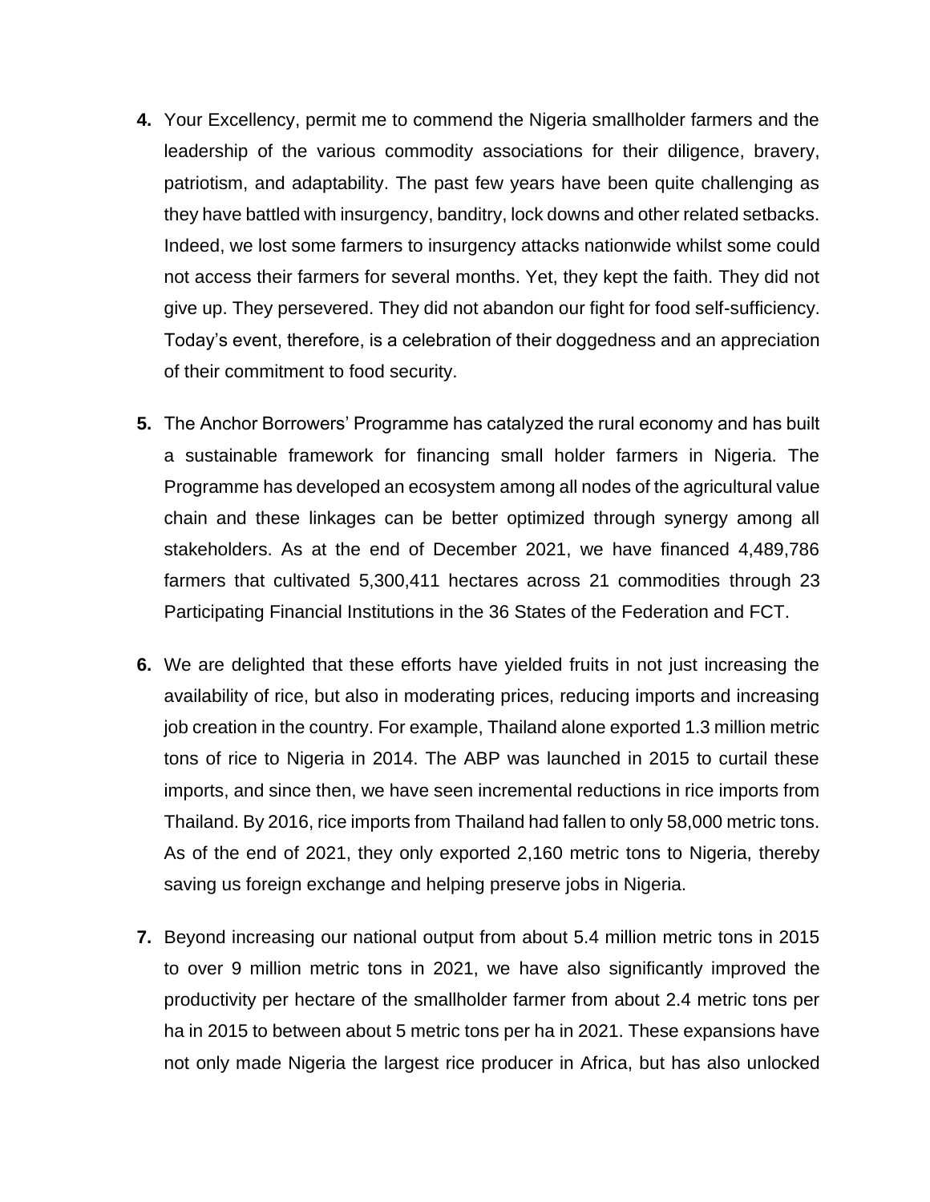**4.** Your Excellency, permit me to commend the Nigeria smallholder farmers and the leadership of the various commodity associations for their diligence, bravery, patriotism, and adaptability. The past few years have been quite challenging as they have battled with insurgency, banditry, lock downs and other related setbacks. Indeed, we lost some farmers to insurgency attacks nationwide whilst some could not access their farmers for several months. Yet, they kept the faith. They did not give up. They persevered. They did not abandon our fight for food self-sufficiency. Today's event, therefore, is a celebration of their doggedness and an appreciation of their commitment to food security.

**5.** The Anchor Borrowers' Programme has catalyzed the rural economy and has built a sustainable framework for financing small holder farmers in Nigeria. The Programme has developed an ecosystem among all nodes of the agricultural value chain and these linkages can be better optimized through synergy among all stakeholders. As at the end of December 2021, we have financed 4,489,786 farmers that cultivated 5,300,411 hectares across 21 commodities through 23 Participating Financial Institutions in the 36 States of the Federation and FCT.

**6.** We are delighted that these efforts have yielded fruits in not just increasing the availability of rice, but also in moderating prices, reducing imports and increasing job creation in the country. For example, Thailand alone exported 1.3 million metric tons of rice to Nigeria in 2014. The ABP was launched in 2015 to curtail these imports, and since then, we have seen incremental reductions in rice imports from Thailand. By 2016, rice imports from Thailand had fallen to only 58,000 metric tons. As of the end of 2021, they only exported 2,160 metric tons to Nigeria, thereby saving us foreign exchange and helping preserve jobs in Nigeria.

**7.** Beyond increasing our national output from about 5.4 million metric tons in 2015 to over 9 million metric tons in 2021, we have also significantly improved the productivity per hectare of the smallholder farmer from about 2.4 metric tons per ha in 2015 to between about 5 metric tons per ha in 2021. These expansions have not only made Nigeria the largest rice producer in Africa, but has also unlocked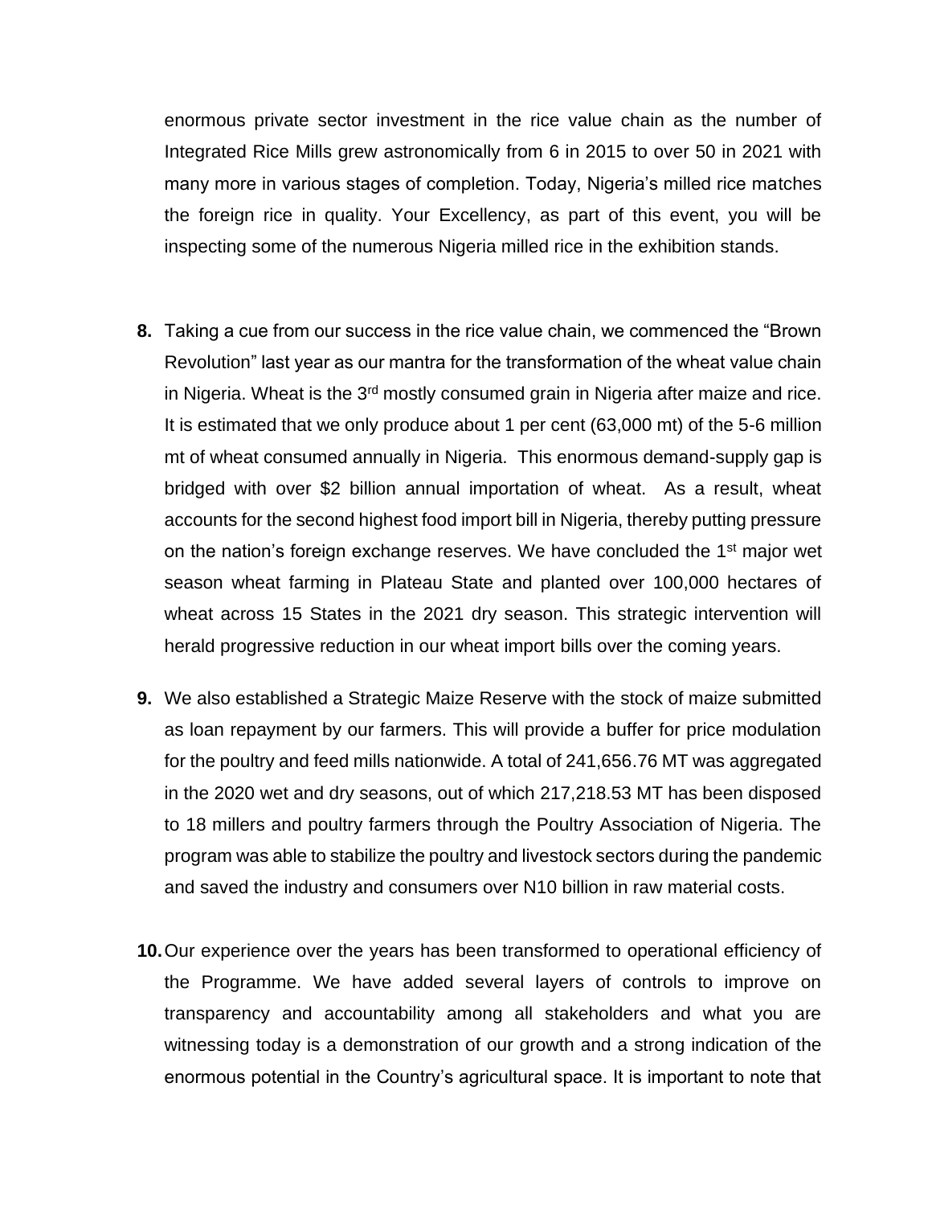enormous private sector investment in the rice value chain as the number of Integrated Rice Mills grew astronomically from 6 in 2015 to over 50 in 2021 with many more in various stages of completion. Today, Nigeria's milled rice matches the foreign rice in quality. Your Excellency, as part of this event, you will be inspecting some of the numerous Nigeria milled rice in the exhibition stands.

8. Taking a cue from our success in the rice value chain, we commenced the "Brown Revolution" last year as our mantra for the transformation of the wheat value chain in Nigeria. Wheat is the 3rd mostly consumed grain in Nigeria after maize and rice. It is estimated that we only produce about 1 per cent (63,000 mt) of the 5-6 million mt of wheat consumed annually in Nigeria. This enormous demand-supply gap is bridged with over $2 billion annual importation of wheat. As a result, wheat accounts for the second highest food import bill in Nigeria, thereby putting pressure on the nation's foreign exchange reserves. We have concluded the 1st major wet season wheat farming in Plateau State and planted over 100,000 hectares of wheat across 15 States in the 2021 dry season. This strategic intervention will herald progressive reduction in our wheat import bills over the coming years.

9. We also established a Strategic Maize Reserve with the stock of maize submitted as loan repayment by our farmers. This will provide a buffer for price modulation for the poultry and feed mills nationwide. A total of 241,656.76 MT was aggregated in the 2020 wet and dry seasons, out of which 217,218.53 MT has been disposed to 18 millers and poultry farmers through the Poultry Association of Nigeria. The program was able to stabilize the poultry and livestock sectors during the pandemic and saved the industry and consumers over N10 billion in raw material costs.

10. Our experience over the years has been transformed to operational efficiency of the Programme. We have added several layers of controls to improve on transparency and accountability among all stakeholders and what you are witnessing today is a demonstration of our growth and a strong indication of the enormous potential in the Country's agricultural space. It is important to note that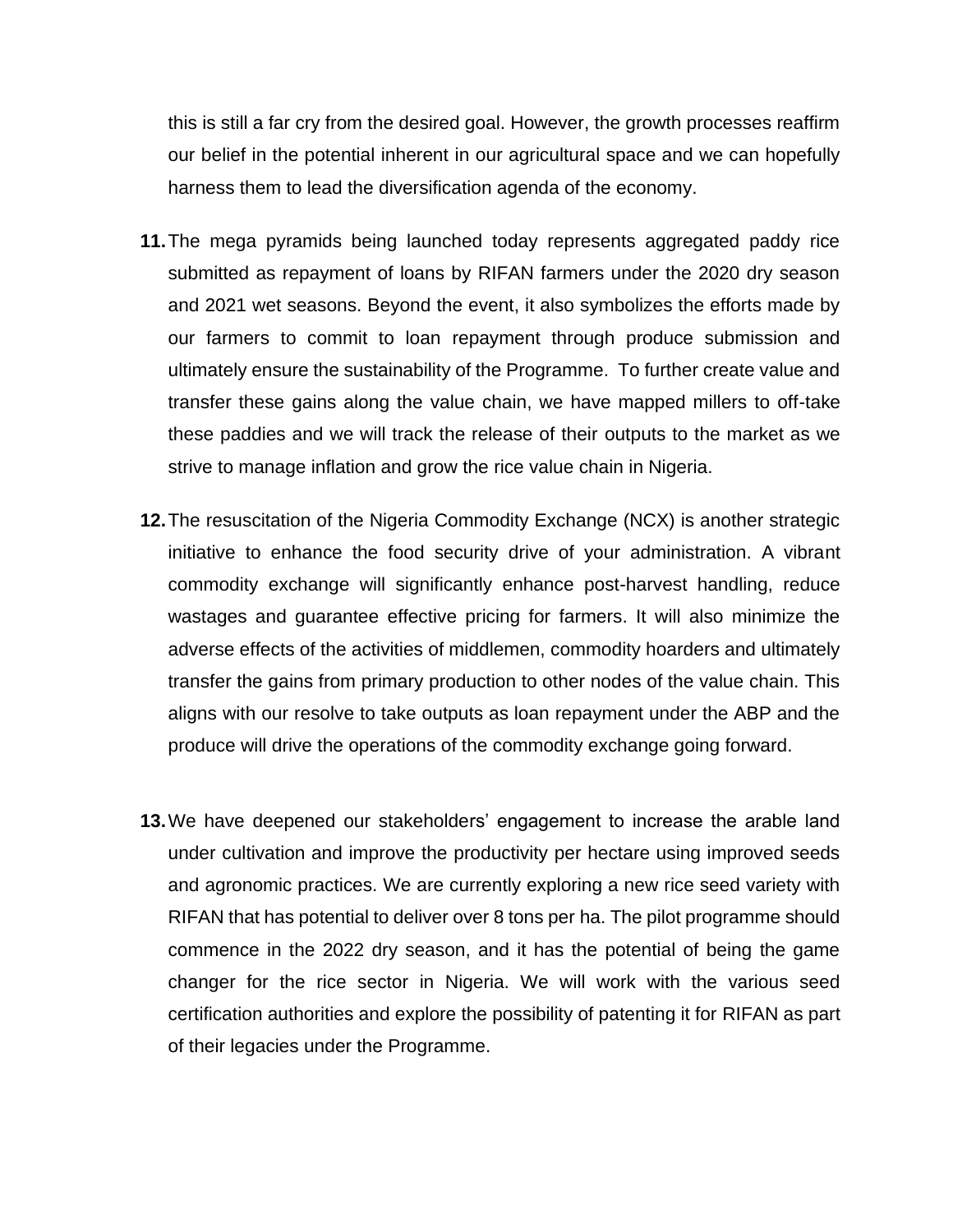this is still a far cry from the desired goal. However, the growth processes reaffirm our belief in the potential inherent in our agricultural space and we can hopefully harness them to lead the diversification agenda of the economy.

**11.** The mega pyramids being launched today represents aggregated paddy rice submitted as repayment of loans by RIFAN farmers under the 2020 dry season and 2021 wet seasons. Beyond the event, it also symbolizes the efforts made by our farmers to commit to loan repayment through produce submission and ultimately ensure the sustainability of the Programme. To further create value and transfer these gains along the value chain, we have mapped millers to off-take these paddies and we will track the release of their outputs to the market as we strive to manage inflation and grow the rice value chain in Nigeria.

**12.** The resuscitation of the Nigeria Commodity Exchange (NCX) is another strategic initiative to enhance the food security drive of your administration. A vibrant commodity exchange will significantly enhance post-harvest handling, reduce wastages and guarantee effective pricing for farmers. It will also minimize the adverse effects of the activities of middlemen, commodity hoarders and ultimately transfer the gains from primary production to other nodes of the value chain. This aligns with our resolve to take outputs as loan repayment under the ABP and the produce will drive the operations of the commodity exchange going forward.

**13.** We have deepened our stakeholders' engagement to increase the arable land under cultivation and improve the productivity per hectare using improved seeds and agronomic practices. We are currently exploring a new rice seed variety with RIFAN that has potential to deliver over 8 tons per ha. The pilot programme should commence in the 2022 dry season, and it has the potential of being the game changer for the rice sector in Nigeria. We will work with the various seed certification authorities and explore the possibility of patenting it for RIFAN as part of their legacies under the Programme.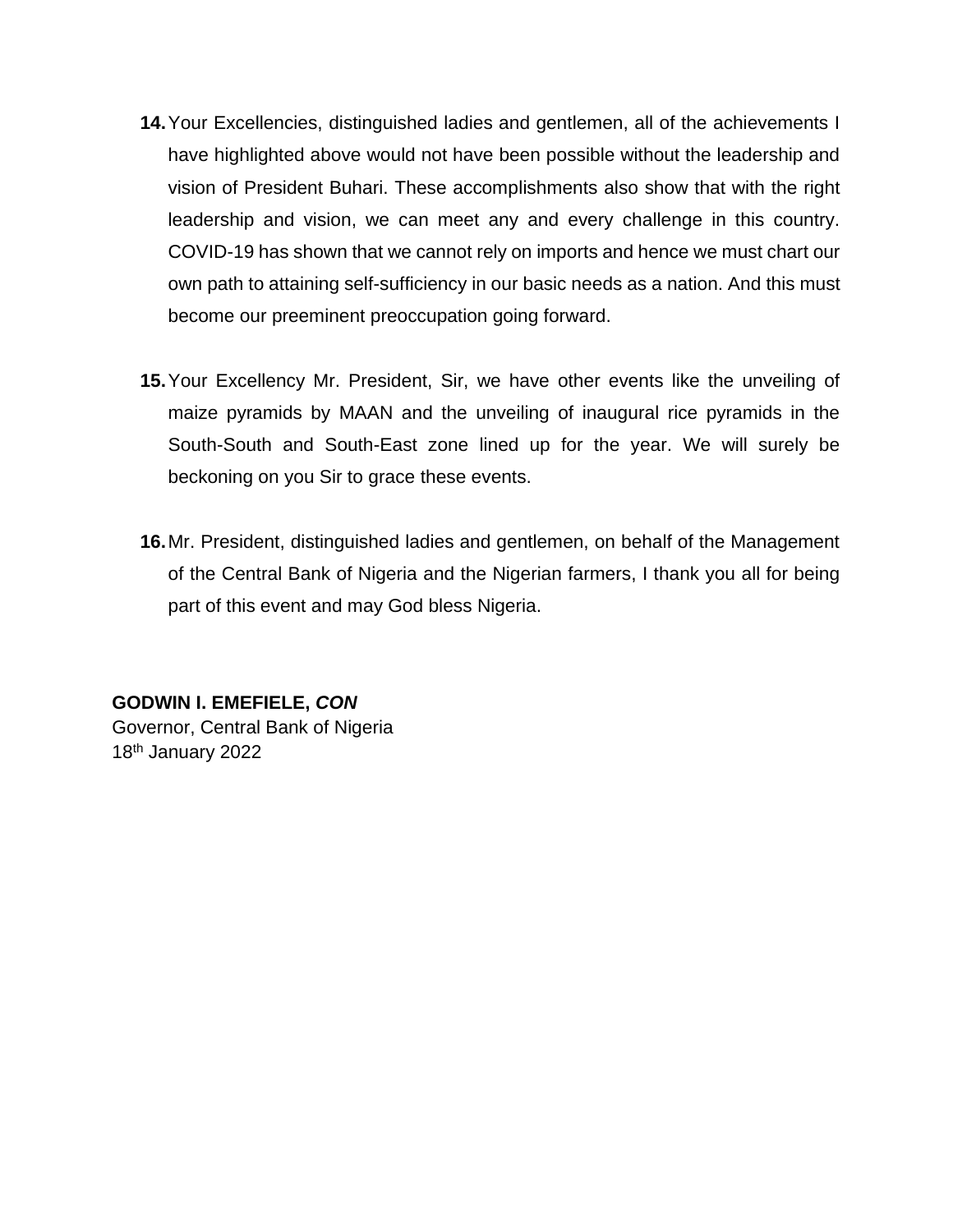**14.** Your Excellencies, distinguished ladies and gentlemen, all of the achievements I have highlighted above would not have been possible without the leadership and vision of President Buhari. These accomplishments also show that with the right leadership and vision, we can meet any and every challenge in this country. COVID-19 has shown that we cannot rely on imports and hence we must chart our own path to attaining self-sufficiency in our basic needs as a nation. And this must become our preeminent preoccupation going forward.

**15.** Your Excellency Mr. President, Sir, we have other events like the unveiling of maize pyramids by MAAN and the unveiling of inaugural rice pyramids in the South-South and South-East zone lined up for the year. We will surely be beckoning on you Sir to grace these events.

**16.** Mr. President, distinguished ladies and gentlemen, on behalf of the Management of the Central Bank of Nigeria and the Nigerian farmers, I thank you all for being part of this event and may God bless Nigeria.

**GODWIN I. EMEFIELE, *CON***
Governor, Central Bank of Nigeria
18th January 2022